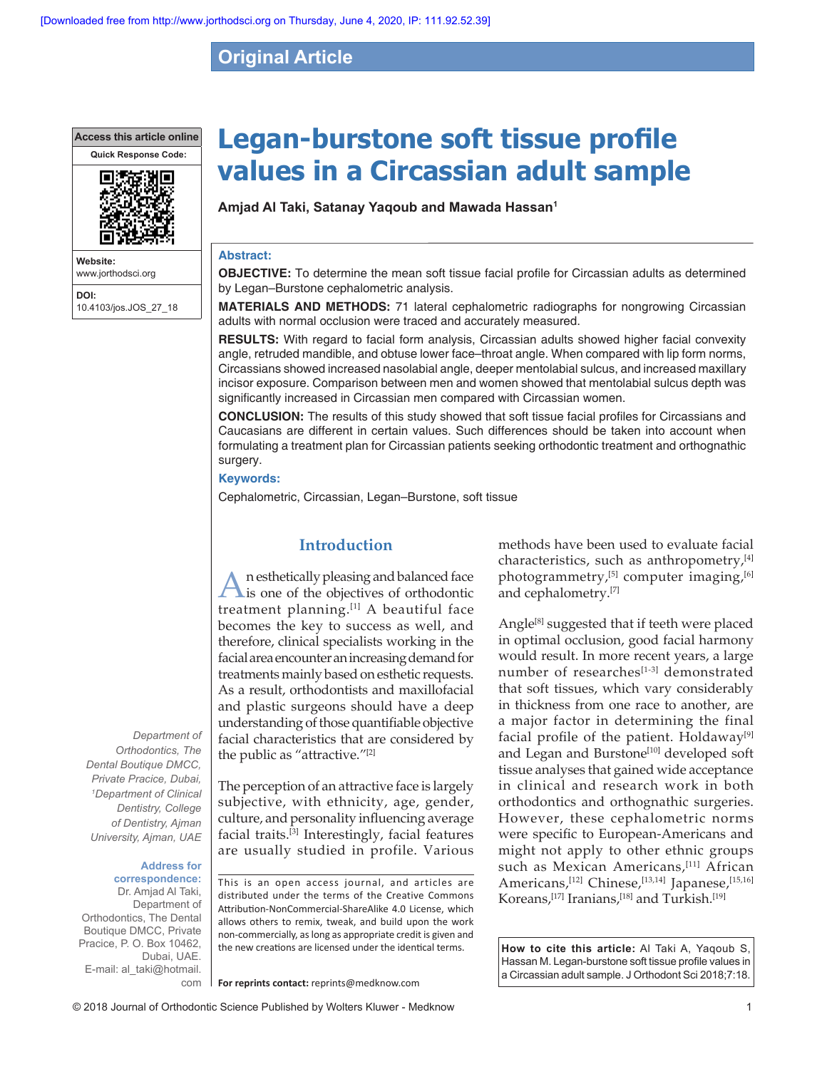Original Article

# Legan-burstone soft tissue profile values in a Circassian adult sample

**Amjad Al Taki, Satanay Yaqoub and Mawada Hassan[1]**

Access this article online

Website: www.jorthodsci.org

DOI: 10.4103/jos.JOS_27_18

## Abstract:

**OBJECTIVE:** To determine the mean soft tissue facial profile for Circassian adults as determined by Legan–Burstone cephalometric analysis.

**MATERIALS AND METHODS:** 71 lateral cephalometric radiographs for nongrowing Circassian adults with normal occlusion were traced and accurately measured.

**RESULTS:** With regard to facial form analysis, Circassian adults showed higher facial convexity angle, retruded mandible, and obtuse lower face–throat angle. When compared with lip form norms, Circassians showed increased nasolabial angle, deeper mentolabial sulcus, and increased maxillary incisor exposure. Comparison between men and women showed that mentolabial sulcus depth was significantly increased in Circassian men compared with Circassian women.

**CONCLUSION:** The results of this study showed that soft tissue facial profiles for Circassians and Caucasians are different in certain values. Such differences should be taken into account when formulating a treatment plan for Circassian patients seeking orthodontic treatment and orthognathic surgery.

## Keywords:

Cephalometric, Circassian, Legan–Burstone, soft tissue

*Department of Orthodontics, The Dental Boutique DMCC, Private Pracice, Dubai, [1]Department of Clinical Dentistry, College of Dentistry, Ajman University, Ajman, UAE*

**Address for correspondence:**
Dr. Amjad Al Taki, Department of Orthodontics, The Dental Boutique DMCC, Private Pracice, P. O. Box 10462, Dubai, UAE.
E-mail: al_taki@hotmail.com

## Introduction

An esthetically pleasing and balanced face is one of the objectives of orthodontic treatment planning.[1] A beautiful face becomes the key to success as well, and therefore, clinical specialists working in the facial area encounter an increasing demand for treatments mainly based on esthetic requests. As a result, orthodontists and maxillofacial and plastic surgeons should have a deep understanding of those quantifiable objective facial characteristics that are considered by the public as "attractive."[2]

The perception of an attractive face is largely subjective, with ethnicity, age, gender, culture, and personality influencing average facial traits.[3] Interestingly, facial features are usually studied in profile. Various methods have been used to evaluate facial characteristics, such as anthropometry,[4] photogrammetry,[5] computer imaging,[6] and cephalometry.[7]

Angle[8] suggested that if teeth were placed in optimal occlusion, good facial harmony would result. In more recent years, a large number of researchers[1-3] demonstrated that soft tissues, which vary considerably in thickness from one race to another, are a major factor in determining the final facial profile of the patient. Holdaway[9] and Legan and Burstone[10] developed soft tissue analyses that gained wide acceptance in clinical and research work in both orthodontics and orthognathic surgeries. However, these cephalometric norms were specific to European-Americans and might not apply to other ethnic groups such as Mexican Americans,[11] African Americans,[12] Chinese,[13,14] Japanese,[15,16] Koreans,[17] Iranians,[18] and Turkish.[19]

This is an open access journal, and articles are distributed under the terms of the Creative Commons Attribution-NonCommercial-ShareAlike 4.0 License, which allows others to remix, tweak, and build upon the work non-commercially, as long as appropriate credit is given and the new creations are licensed under the identical terms.

**For reprints contact:** reprints@medknow.com

**How to cite this article:** Al Taki A, Yaqoub S, Hassan M. Legan-burstone soft tissue profile values in a Circassian adult sample. J Orthodont Sci 2018;7:18.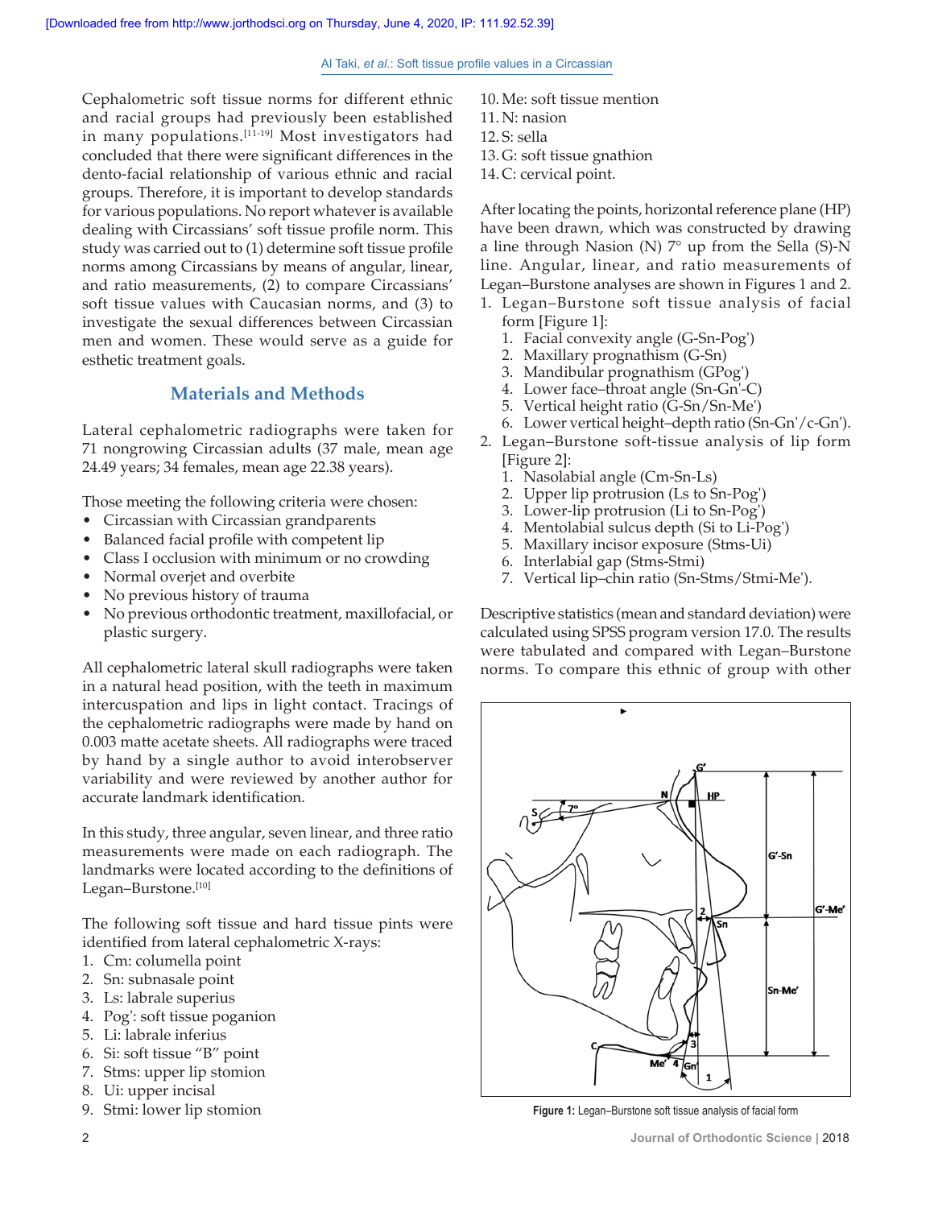Cephalometric soft tissue norms for different ethnic and racial groups had previously been established in many populations.[11-19] Most investigators had concluded that there were significant differences in the dento-facial relationship of various ethnic and racial groups. Therefore, it is important to develop standards for various populations. No report whatever is available dealing with Circassians' soft tissue profile norm. This study was carried out to (1) determine soft tissue profile norms among Circassians by means of angular, linear, and ratio measurements, (2) to compare Circassians' soft tissue values with Caucasian norms, and (3) to investigate the sexual differences between Circassian men and women. These would serve as a guide for esthetic treatment goals.

## Materials and Methods

Lateral cephalometric radiographs were taken for 71 nongrowing Circassian adults (37 male, mean age 24.49 years; 34 females, mean age 22.38 years).

Those meeting the following criteria were chosen:

- Circassian with Circassian grandparents
- Balanced facial profile with competent lip
- Class I occlusion with minimum or no crowding
- Normal overjet and overbite
- No previous history of trauma
- No previous orthodontic treatment, maxillofacial, or plastic surgery.

All cephalometric lateral skull radiographs were taken in a natural head position, with the teeth in maximum intercuspation and lips in light contact. Tracings of the cephalometric radiographs were made by hand on 0.003 matte acetate sheets. All radiographs were traced by hand by a single author to avoid interobserver variability and were reviewed by another author for accurate landmark identification.

In this study, three angular, seven linear, and three ratio measurements were made on each radiograph. The landmarks were located according to the definitions of Legan–Burstone.[10]

The following soft tissue and hard tissue pints were identified from lateral cephalometric X-rays:

1. Cm: columella point
2. Sn: subnasale point
3. Ls: labrale superius
4. Pog': soft tissue poganion
5. Li: labrale inferius
6. Si: soft tissue "B" point
7. Stms: upper lip stomion
8. Ui: upper incisal
9. Stmi: lower lip stomion
10. Me: soft tissue mention
11. N: nasion
12. S: sella
13. G: soft tissue gnathion
14. C: cervical point.

After locating the points, horizontal reference plane (HP) have been drawn, which was constructed by drawing a line through Nasion (N) 7° up from the Sella (S)-N line. Angular, linear, and ratio measurements of Legan–Burstone analyses are shown in Figures 1 and 2.

1. Legan–Burstone soft tissue analysis of facial form [Figure 1]:
   1. Facial convexity angle (G-Sn-Pog')
   2. Maxillary prognathism (G-Sn)
   3. Mandibular prognathism (GPog')
   4. Lower face–throat angle (Sn-Gn'-C)
   5. Vertical height ratio (G-Sn/Sn-Me')
   6. Lower vertical height–depth ratio (Sn-Gn'/c-Gn').
2. Legan–Burstone soft-tissue analysis of lip form [Figure 2]:
   1. Nasolabial angle (Cm-Sn-Ls)
   2. Upper lip protrusion (Ls to Sn-Pog')
   3. Lower-lip protrusion (Li to Sn-Pog')
   4. Mentolabial sulcus depth (Si to Li-Pog')
   5. Maxillary incisor exposure (Stms-Ui)
   6. Interlabial gap (Stms-Stmi)
   7. Vertical lip–chin ratio (Sn-Stms/Stmi-Me').

Descriptive statistics (mean and standard deviation) were calculated using SPSS program version 17.0. The results were tabulated and compared with Legan–Burstone norms. To compare this ethnic of group with other

**Figure 1:** Legan–Burstone soft tissue analysis of facial form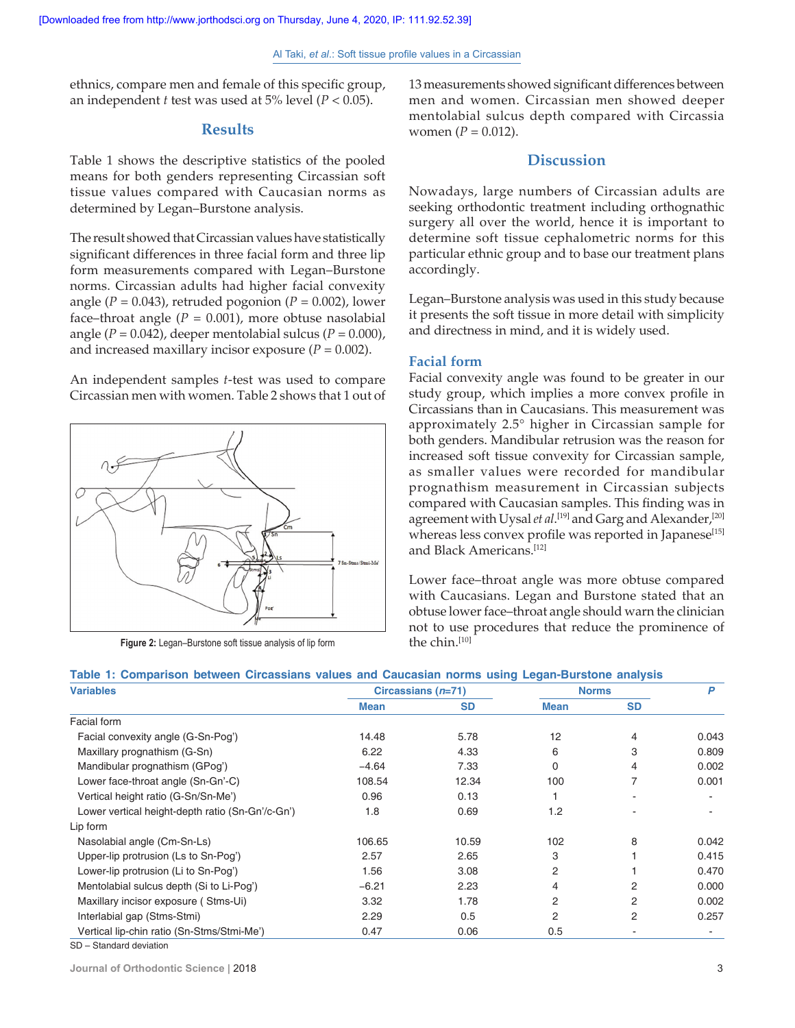ethnics, compare men and female of this specific group, an independent *t* test was used at 5% level ($P < 0.05$).

## Results

Table 1 shows the descriptive statistics of the pooled means for both genders representing Circassian soft tissue values compared with Caucasian norms as determined by Legan–Burstone analysis.

The result showed that Circassian values have statistically significant differences in three facial form and three lip form measurements compared with Legan–Burstone norms. Circassian adults had higher facial convexity angle ($P = 0.043$), retruded pogonion ($P = 0.002$), lower face–throat angle ($P = 0.001$), more obtuse nasolabial angle ($P = 0.042$), deeper mentolabial sulcus ($P = 0.000$), and increased maxillary incisor exposure ($P = 0.002$).

An independent samples *t*-test was used to compare Circassian men with women. Table 2 shows that 1 out of 13 measurements showed significant differences between men and women. Circassian men showed deeper mentolabial sulcus depth compared with Circassia women ($P = 0.012$).

Figure 2: Legan–Burstone soft tissue analysis of lip form

## Discussion

Nowadays, large numbers of Circassian adults are seeking orthodontic treatment including orthognathic surgery all over the world, hence it is important to determine soft tissue cephalometric norms for this particular ethnic group and to base our treatment plans accordingly.

Legan–Burstone analysis was used in this study because it presents the soft tissue in more detail with simplicity and directness in mind, and it is widely used.

### Facial form

Facial convexity angle was found to be greater in our study group, which implies a more convex profile in Circassians than in Caucasians. This measurement was approximately 2.5° higher in Circassian sample for both genders. Mandibular retrusion was the reason for increased soft tissue convexity for Circassian sample, as smaller values were recorded for mandibular prognathism measurement in Circassian subjects compared with Caucasian samples. This finding was in agreement with Uysal *et al*.[19] and Garg and Alexander,[20] whereas less convex profile was reported in Japanese[15] and Black Americans.[12]

Lower face–throat angle was more obtuse compared with Caucasians. Legan and Burstone stated that an obtuse lower face–throat angle should warn the clinician not to use procedures that reduce the prominence of the chin.[10]

**Table 1: Comparison between Circassians values and Caucasian norms using Legan-Burstone analysis**

| Variables | Circassians (*n*=71) | | Norms | | *P* |
|---|---|---|---|---|---|
| | Mean | SD | Mean | SD | |
| Facial form | | | | | |
| Facial convexity angle (G-Sn-Pog′) | 14.48 | 5.78 | 12 | 4 | 0.043 |
| Maxillary prognathism (G-Sn) | 6.22 | 4.33 | 6 | 3 | 0.809 |
| Mandibular prognathism (GPog′) | −4.64 | 7.33 | 0 | 4 | 0.002 |
| Lower face-throat angle (Sn-Gn′-C) | 108.54 | 12.34 | 100 | 7 | 0.001 |
| Vertical height ratio (G-Sn/Sn-Me′) | 0.96 | 0.13 | 1 | - | - |
| Lower vertical height-depth ratio (Sn-Gn′/c-Gn′) | 1.8 | 0.69 | 1.2 | - | - |
| Lip form | | | | | |
| Nasolabial angle (Cm-Sn-Ls) | 106.65 | 10.59 | 102 | 8 | 0.042 |
| Upper-lip protrusion (Ls to Sn-Pog′) | 2.57 | 2.65 | 3 | 1 | 0.415 |
| Lower-lip protrusion (Li to Sn-Pog′) | 1.56 | 3.08 | 2 | 1 | 0.470 |
| Mentolabial sulcus depth (Si to Li-Pog′) | −6.21 | 2.23 | 4 | 2 | 0.000 |
| Maxillary incisor exposure ( Stms-Ui) | 3.32 | 1.78 | 2 | 2 | 0.002 |
| Interlabial gap (Stms-Stmi) | 2.29 | 0.5 | 2 | 2 | 0.257 |
| Vertical lip-chin ratio (Sn-Stms/Stmi-Me′) | 0.47 | 0.06 | 0.5 | - | - |

SD – Standard deviation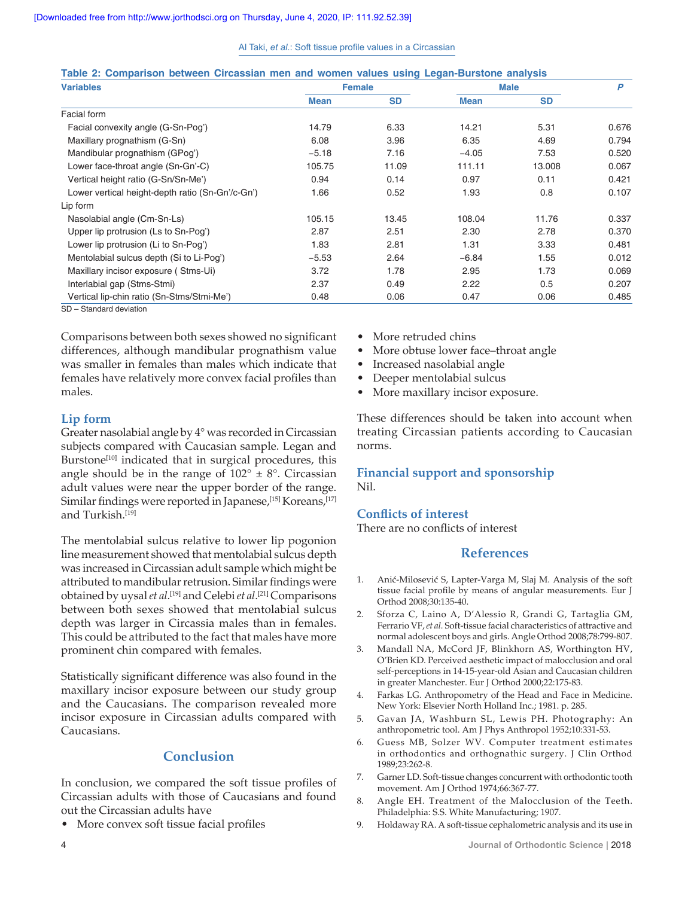**Table 2: Comparison between Circassian men and women values using Legan-Burstone analysis**

| Variables | Female | | Male | | P |
|---|---|---|---|---|---|
| | Mean | SD | Mean | SD | |
| Facial form | | | | | |
| Facial convexity angle (G-Sn-Pog') | 14.79 | 6.33 | 14.21 | 5.31 | 0.676 |
| Maxillary prognathism (G-Sn) | 6.08 | 3.96 | 6.35 | 4.69 | 0.794 |
| Mandibular prognathism (GPog') | −5.18 | 7.16 | −4.05 | 7.53 | 0.520 |
| Lower face-throat angle (Sn-Gn'-C) | 105.75 | 11.09 | 111.11 | 13.008 | 0.067 |
| Vertical height ratio (G-Sn/Sn-Me') | 0.94 | 0.14 | 0.97 | 0.11 | 0.421 |
| Lower vertical height-depth ratio (Sn-Gn'/c-Gn') | 1.66 | 0.52 | 1.93 | 0.8 | 0.107 |
| Lip form | | | | | |
| Nasolabial angle (Cm-Sn-Ls) | 105.15 | 13.45 | 108.04 | 11.76 | 0.337 |
| Upper lip protrusion (Ls to Sn-Pog') | 2.87 | 2.51 | 2.30 | 2.78 | 0.370 |
| Lower lip protrusion (Li to Sn-Pog') | 1.83 | 2.81 | 1.31 | 3.33 | 0.481 |
| Mentolabial sulcus depth (Si to Li-Pog') | −5.53 | 2.64 | −6.84 | 1.55 | 0.012 |
| Maxillary incisor exposure ( Stms-Ui) | 3.72 | 1.78 | 2.95 | 1.73 | 0.069 |
| Interlabial gap (Stms-Stmi) | 2.37 | 0.49 | 2.22 | 0.5 | 0.207 |
| Vertical lip-chin ratio (Sn-Stms/Stmi-Me') | 0.48 | 0.06 | 0.47 | 0.06 | 0.485 |

SD – Standard deviation

Comparisons between both sexes showed no significant differences, although mandibular prognathism value was smaller in females than males which indicate that females have relatively more convex facial profiles than males.

## Lip form

Greater nasolabial angle by 4° was recorded in Circassian subjects compared with Caucasian sample. Legan and Burstone[10] indicated that in surgical procedures, this angle should be in the range of 102° ± 8°. Circassian adult values were near the upper border of the range. Similar findings were reported in Japanese,[15] Koreans,[17] and Turkish.[19]

The mentolabial sulcus relative to lower lip pogonion line measurement showed that mentolabial sulcus depth was increased in Circassian adult sample which might be attributed to mandibular retrusion. Similar findings were obtained by uysal *et al*.[19] and Celebi *et al*.[21] Comparisons between both sexes showed that mentolabial sulcus depth was larger in Circassia males than in females. This could be attributed to the fact that males have more prominent chin compared with females.

Statistically significant difference was also found in the maxillary incisor exposure between our study group and the Caucasians. The comparison revealed more incisor exposure in Circassian adults compared with Caucasians.

## Conclusion

In conclusion, we compared the soft tissue profiles of Circassian adults with those of Caucasians and found out the Circassian adults have

- More convex soft tissue facial profiles
- More retruded chins
- More obtuse lower face–throat angle
- Increased nasolabial angle
- Deeper mentolabial sulcus
- More maxillary incisor exposure.

These differences should be taken into account when treating Circassian patients according to Caucasian norms.

### Financial support and sponsorship

Nil.

### Conflicts of interest

There are no conflicts of interest

## References

1. Anić-Milosević S, Lapter-Varga M, Slaj M. Analysis of the soft tissue facial profile by means of angular measurements. Eur J Orthod 2008;30:135-40.
2. Sforza C, Laino A, D'Alessio R, Grandi G, Tartaglia GM, Ferrario VF, *et al.* Soft-tissue facial characteristics of attractive and normal adolescent boys and girls. Angle Orthod 2008;78:799-807.
3. Mandall NA, McCord JF, Blinkhorn AS, Worthington HV, O'Brien KD. Perceived aesthetic impact of malocclusion and oral self-perceptions in 14-15-year-old Asian and Caucasian children in greater Manchester. Eur J Orthod 2000;22:175-83.
4. Farkas LG. Anthropometry of the Head and Face in Medicine. New York: Elsevier North Holland Inc.; 1981. p. 285.
5. Gavan JA, Washburn SL, Lewis PH. Photography: An anthropometric tool. Am J Phys Anthropol 1952;10:331-53.
6. Guess MB, Solzer WV. Computer treatment estimates in orthodontics and orthognathic surgery. J Clin Orthod 1989;23:262-8.
7. Garner LD. Soft-tissue changes concurrent with orthodontic tooth movement. Am J Orthod 1974;66:367-77.
8. Angle EH. Treatment of the Malocclusion of the Teeth. Philadelphia: S.S. White Manufacturing; 1907.
9. Holdaway RA. A soft-tissue cephalometric analysis and its use in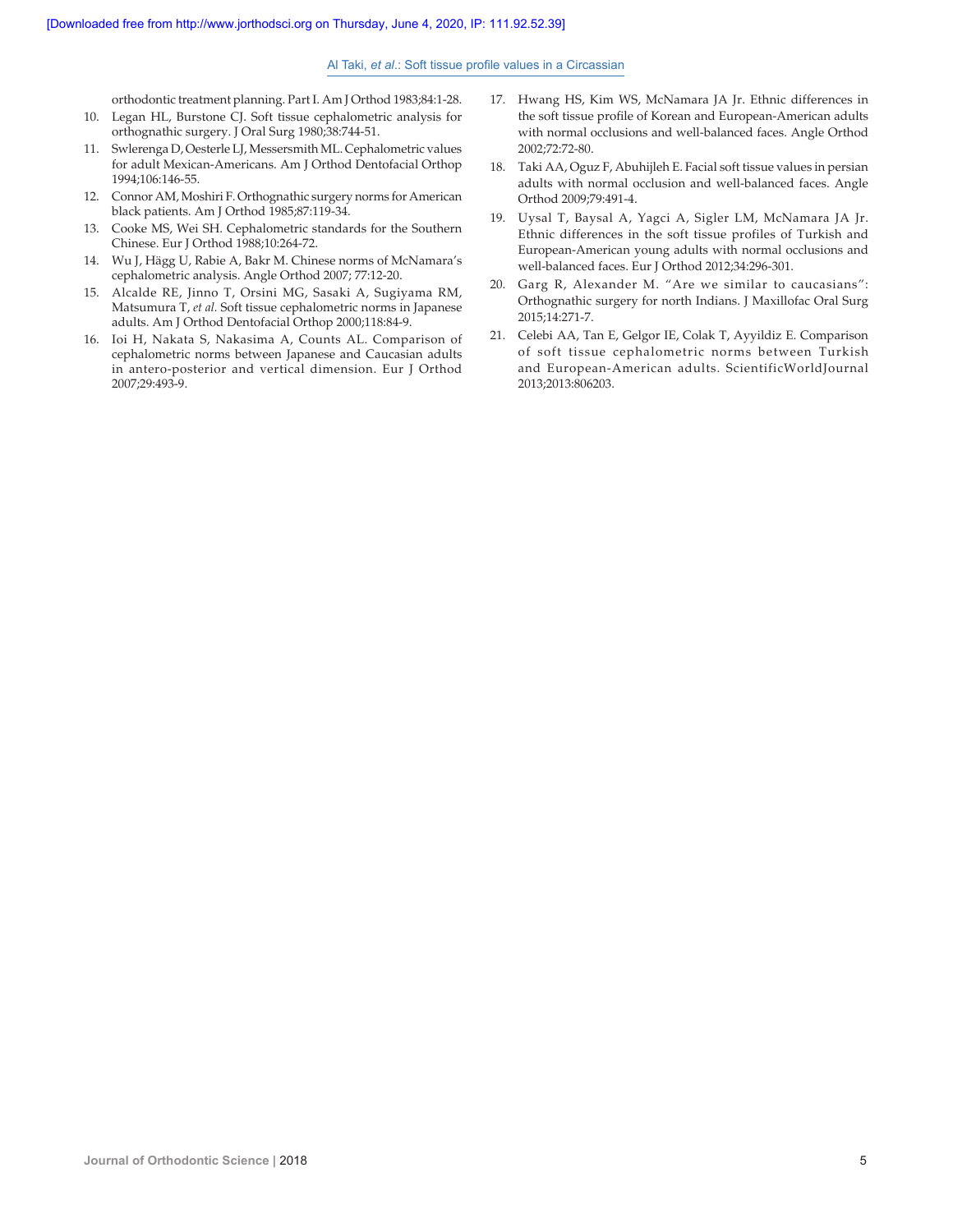orthodontic treatment planning. Part I. Am J Orthod 1983;84:1-28.

10. Legan HL, Burstone CJ. Soft tissue cephalometric analysis for orthognathic surgery. J Oral Surg 1980;38:744-51.
11. Swlerenga D, Oesterle LJ, Messersmith ML. Cephalometric values for adult Mexican-Americans. Am J Orthod Dentofacial Orthop 1994;106:146-55.
12. Connor AM, Moshiri F. Orthognathic surgery norms for American black patients. Am J Orthod 1985;87:119-34.
13. Cooke MS, Wei SH. Cephalometric standards for the Southern Chinese. Eur J Orthod 1988;10:264-72.
14. Wu J, Hägg U, Rabie A, Bakr M. Chinese norms of McNamara's cephalometric analysis. Angle Orthod 2007; 77:12-20.
15. Alcalde RE, Jinno T, Orsini MG, Sasaki A, Sugiyama RM, Matsumura T, *et al.* Soft tissue cephalometric norms in Japanese adults. Am J Orthod Dentofacial Orthop 2000;118:84-9.
16. Ioi H, Nakata S, Nakasima A, Counts AL. Comparison of cephalometric norms between Japanese and Caucasian adults in antero-posterior and vertical dimension. Eur J Orthod 2007;29:493-9.
17. Hwang HS, Kim WS, McNamara JA Jr. Ethnic differences in the soft tissue profile of Korean and European-American adults with normal occlusions and well-balanced faces. Angle Orthod 2002;72:72-80.
18. Taki AA, Oguz F, Abuhijleh E. Facial soft tissue values in persian adults with normal occlusion and well-balanced faces. Angle Orthod 2009;79:491-4.
19. Uysal T, Baysal A, Yagci A, Sigler LM, McNamara JA Jr. Ethnic differences in the soft tissue profiles of Turkish and European-American young adults with normal occlusions and well-balanced faces. Eur J Orthod 2012;34:296-301.
20. Garg R, Alexander M. "Are we similar to caucasians": Orthognathic surgery for north Indians. J Maxillofac Oral Surg 2015;14:271-7.
21. Celebi AA, Tan E, Gelgor IE, Colak T, Ayyildiz E. Comparison of soft tissue cephalometric norms between Turkish and European-American adults. ScientificWorldJournal 2013;2013:806203.